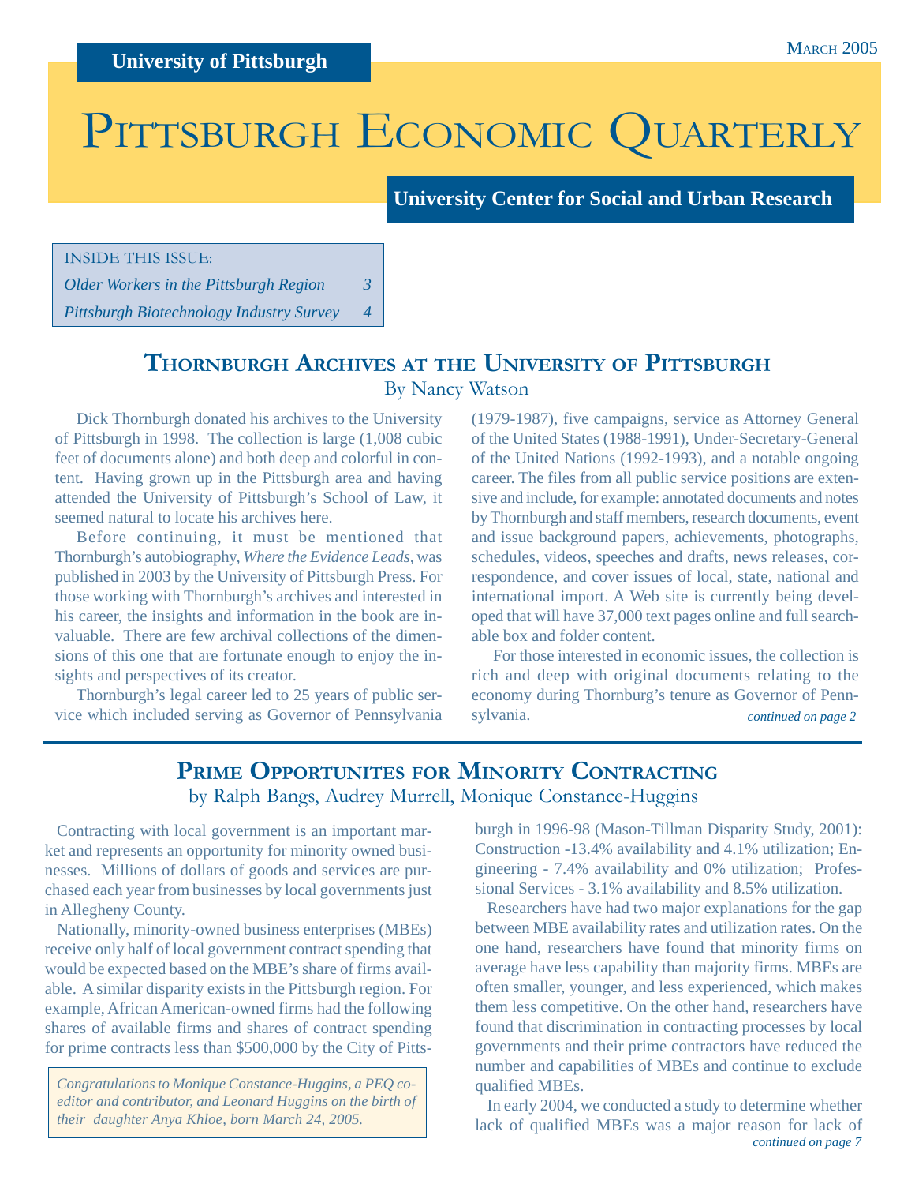University of Pittsburgh

March 2005

# Pittsburgh Economic Quarterly

**University Center for Social and Urban Research**

INSIDE THIS ISSUE:

*Older Workers in the Pittsburgh Region* 3

*Pittsburgh Biotechnology Industry Survey* 4

## Thornburgh Archives at the University of Pittsburgh

By Nancy Watson

Dick Thornburgh donated his archives to the University of Pittsburgh in 1998. The collection is large (1,008 cubic feet of documents alone) and both deep and colorful in content. Having grown up in the Pittsburgh area and having attended the University of Pittsburgh's School of Law, it seemed natural to locate his archives here.

Before continuing, it must be mentioned that Thornburgh's autobiography, *Where the Evidence Leads*, was published in 2003 by the University of Pittsburgh Press. For those working with Thornburgh's archives and interested in his career, the insights and information in the book are invaluable. There are few archival collections of the dimensions of this one that are fortunate enough to enjoy the insights and perspectives of its creator.

Thornburgh's legal career led to 25 years of public service which included serving as Governor of Pennsylvania (1979-1987), five campaigns, service as Attorney General of the United States (1988-1991), Under-Secretary-General of the United Nations (1992-1993), and a notable ongoing career. The files from all public service positions are extensive and include, for example: annotated documents and notes by Thornburgh and staff members, research documents, event and issue background papers, achievements, photographs, schedules, videos, speeches and drafts, news releases, correspondence, and cover issues of local, state, national and international import. A Web site is currently being developed that will have 37,000 text pages online and full searchable box and folder content.

For those interested in economic issues, the collection is rich and deep with original documents relating to the economy during Thornburg's tenure as Governor of Pennsylvania.

*continued on page 2*

## Prime Opportunites for Minority Contracting

by Ralph Bangs, Audrey Murrell, Monique Constance-Huggins

Contracting with local government is an important market and represents an opportunity for minority owned businesses. Millions of dollars of goods and services are purchased each year from businesses by local governments just in Allegheny County.

Nationally, minority-owned business enterprises (MBEs) receive only half of local government contract spending that would be expected based on the MBE's share of firms available. A similar disparity exists in the Pittsburgh region. For example, African American-owned firms had the following shares of available firms and shares of contract spending for prime contracts less than $500,000 by the City of Pittsburgh in 1996-98 (Mason-Tillman Disparity Study, 2001): Construction -13.4% availability and 4.1% utilization; Engineering - 7.4% availability and 0% utilization; Professional Services - 3.1% availability and 8.5% utilization.

Researchers have had two major explanations for the gap between MBE availability rates and utilization rates. On the one hand, researchers have found that minority firms on average have less capability than majority firms. MBEs are often smaller, younger, and less experienced, which makes them less competitive. On the other hand, researchers have found that discrimination in contracting processes by local governments and their prime contractors have reduced the number and capabilities of MBEs and continue to exclude qualified MBEs.

In early 2004, we conducted a study to determine whether lack of qualified MBEs was a major reason for lack of

*continued on page 7*

*Congratulations to Monique Constance-Huggins, a PEQ co-editor and contributor, and Leonard Huggins on the birth of their daughter Anya Khloe, born March 24, 2005.*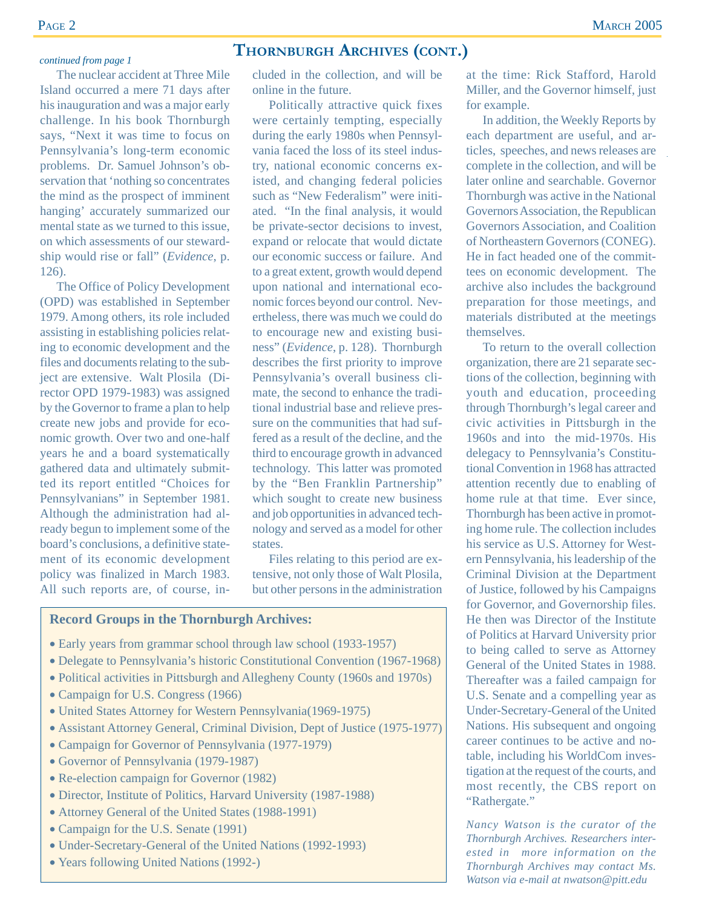## Thornburgh Archives (cont.)

*continued from page 1*

The nuclear accident at Three Mile Island occurred a mere 71 days after his inauguration and was a major early challenge. In his book Thornburgh says, "Next it was time to focus on Pennsylvania's long-term economic problems. Dr. Samuel Johnson's observation that 'nothing so concentrates the mind as the prospect of imminent hanging' accurately summarized our mental state as we turned to this issue, on which assessments of our stewardship would rise or fall" (*Evidence*, p. 126).

The Office of Policy Development (OPD) was established in September 1979. Among others, its role included assisting in establishing policies relating to economic development and the files and documents relating to the subject are extensive. Walt Plosila (Director OPD 1979-1983) was assigned by the Governor to frame a plan to help create new jobs and provide for economic growth. Over two and one-half years he and a board systematically gathered data and ultimately submitted its report entitled "Choices for Pennsylvanians" in September 1981. Although the administration had already begun to implement some of the board's conclusions, a definitive statement of its economic development policy was finalized in March 1983. All such reports are, of course, included in the collection, and will be online in the future.

Politically attractive quick fixes were certainly tempting, especially during the early 1980s when Pennsylvania faced the loss of its steel industry, national economic concerns existed, and changing federal policies such as "New Federalism" were initiated. "In the final analysis, it would be private-sector decisions to invest, expand or relocate that would dictate our economic success or failure. And to a great extent, growth would depend upon national and international economic forces beyond our control. Nevertheless, there was much we could do to encourage new and existing business" (*Evidence*, p. 128). Thornburgh describes the first priority to improve Pennsylvania's overall business climate, the second to enhance the traditional industrial base and relieve pressure on the communities that had suffered as a result of the decline, and the third to encourage growth in advanced technology. This latter was promoted by the "Ben Franklin Partnership" which sought to create new business and job opportunities in advanced technology and served as a model for other states.

Files relating to this period are extensive, not only those of Walt Plosila, but other persons in the administration at the time: Rick Stafford, Harold Miller, and the Governor himself, just for example.

In addition, the Weekly Reports by each department are useful, and articles, speeches, and news releases are complete in the collection, and will be later online and searchable. Governor Thornburgh was active in the National Governors Association, the Republican Governors Association, and Coalition of Northeastern Governors (CONEG). He in fact headed one of the committees on economic development. The archive also includes the background preparation for those meetings, and materials distributed at the meetings themselves.

To return to the overall collection organization, there are 21 separate sections of the collection, beginning with youth and education, proceeding through Thornburgh's legal career and civic activities in Pittsburgh in the 1960s and into the mid-1970s. His delegacy to Pennsylvania's Constitutional Convention in 1968 has attracted attention recently due to enabling of home rule at that time. Ever since, Thornburgh has been active in promoting home rule. The collection includes his service as U.S. Attorney for Western Pennsylvania, his leadership of the Criminal Division at the Department of Justice, followed by his Campaigns for Governor, and Governorship files. He then was Director of the Institute of Politics at Harvard University prior to being called to serve as Attorney General of the United States in 1988. Thereafter was a failed campaign for U.S. Senate and a compelling year as Under-Secretary-General of the United Nations. His subsequent and ongoing career continues to be active and notable, including his WorldCom investigation at the request of the courts, and most recently, the CBS report on "Rathergate."

*Nancy Watson is the curator of the Thornburgh Archives. Researchers interested in more information on the Thornburgh Archives may contact Ms. Watson via e-mail at nwatson@pitt.edu*

**Record Groups in the Thornburgh Archives:**

- Early years from grammar school through law school (1933-1957)
- Delegate to Pennsylvania's historic Constitutional Convention (1967-1968)
- Political activities in Pittsburgh and Allegheny County (1960s and 1970s)
- Campaign for U.S. Congress (1966)
- United States Attorney for Western Pennsylvania(1969-1975)
- Assistant Attorney General, Criminal Division, Dept of Justice (1975-1977)
- Campaign for Governor of Pennsylvania (1977-1979)
- Governor of Pennsylvania (1979-1987)
- Re-election campaign for Governor (1982)
- Director, Institute of Politics, Harvard University (1987-1988)
- Attorney General of the United States (1988-1991)
- Campaign for the U.S. Senate (1991)
- Under-Secretary-General of the United Nations (1992-1993)
- Years following United Nations (1992-)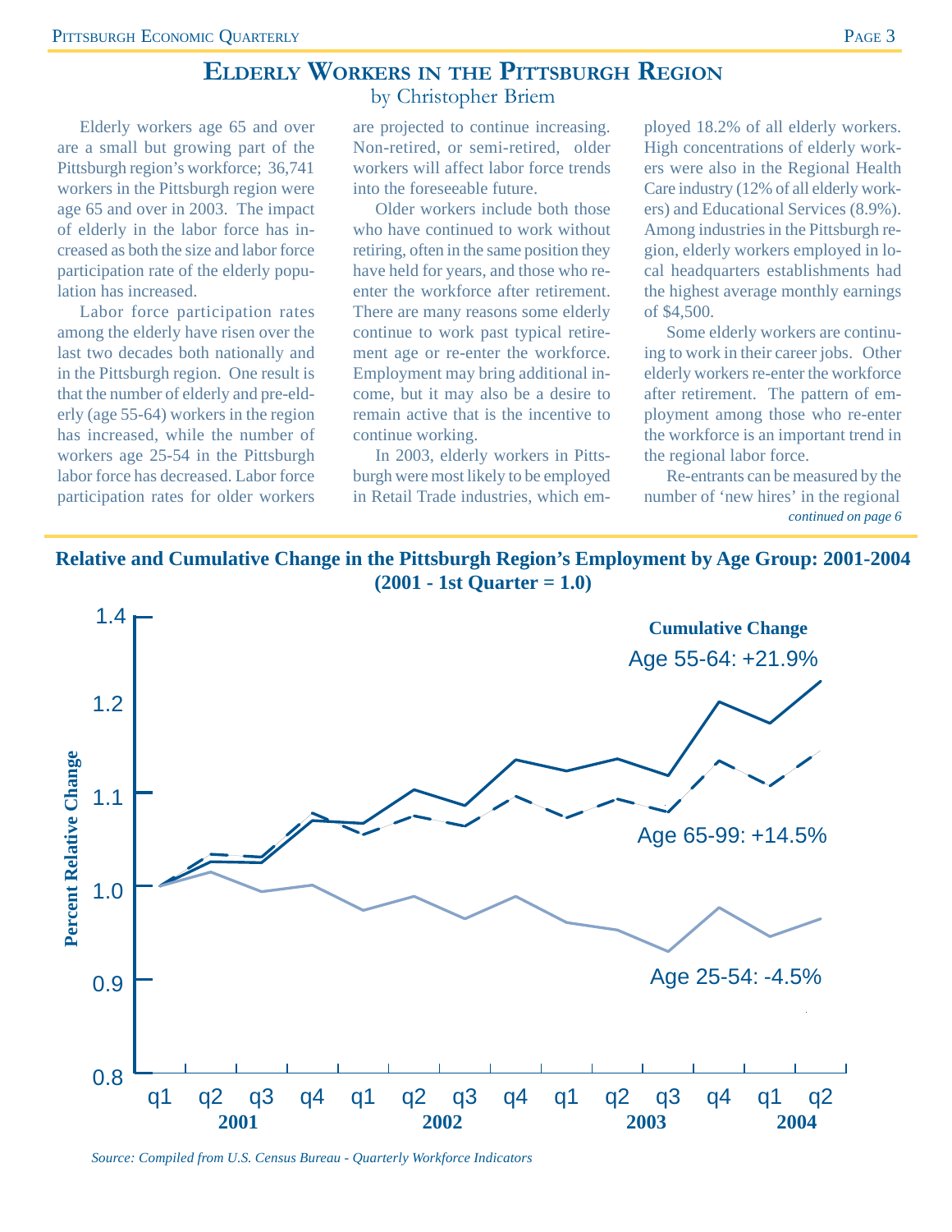# Elderly Workers in the Pittsburgh Region

by Christopher Briem

Elderly workers age 65 and over are a small but growing part of the Pittsburgh region's workforce; 36,741 workers in the Pittsburgh region were age 65 and over in 2003. The impact of elderly in the labor force has increased as both the size and labor force participation rate of the elderly population has increased.

Labor force participation rates among the elderly have risen over the last two decades both nationally and in the Pittsburgh region. One result is that the number of elderly and pre-elderly (age 55-64) workers in the region has increased, while the number of workers age 25-54 in the Pittsburgh labor force has decreased. Labor force participation rates for older workers are projected to continue increasing. Non-retired, or semi-retired, older workers will affect labor force trends into the foreseeable future.

Older workers include both those who have continued to work without retiring, often in the same position they have held for years, and those who re-enter the workforce after retirement. There are many reasons some elderly continue to work past typical retirement age or re-enter the workforce. Employment may bring additional income, but it may also be a desire to remain active that is the incentive to continue working.

In 2003, elderly workers in Pittsburgh were most likely to be employed in Retail Trade industries, which employed 18.2% of all elderly workers. High concentrations of elderly workers were also in the Regional Health Care industry (12% of all elderly workers) and Educational Services (8.9%). Among industries in the Pittsburgh region, elderly workers employed in local headquarters establishments had the highest average monthly earnings of $4,500.

Some elderly workers are continuing to work in their career jobs. Other elderly workers re-enter the workforce after retirement. The pattern of employment among those who re-enter the workforce is an important trend in the regional labor force.

Re-entrants can be measured by the number of 'new hires' in the regional *continued on page 6*

**Relative and Cumulative Change in the Pittsburgh Region's Employment by Age Group: 2001-2004 (2001 - 1st Quarter = 1.0)**

**Cumulative Change**
- Age 55-64: +21.9%
- Age 65-99: +14.5%
- Age 25-54: -4.5%

*Source: Compiled from U.S. Census Bureau - Quarterly Workforce Indicators*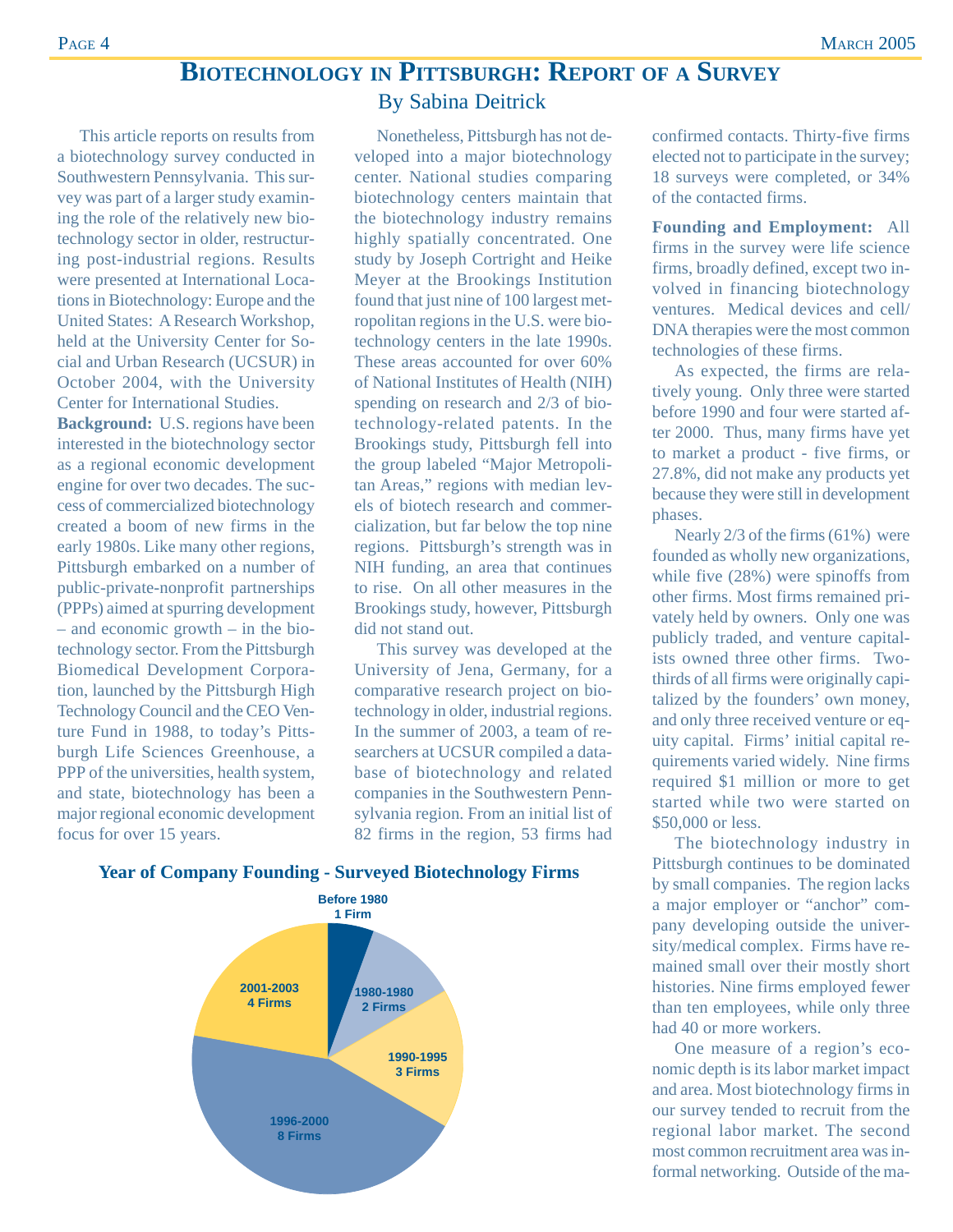# Biotechnology in Pittsburgh: Report of a Survey

By Sabina Deitrick

This article reports on results from a biotechnology survey conducted in Southwestern Pennsylvania. This survey was part of a larger study examining the role of the relatively new biotechnology sector in older, restructuring post-industrial regions. Results were presented at International Locations in Biotechnology: Europe and the United States: A Research Workshop, held at the University Center for Social and Urban Research (UCSUR) in October 2004, with the University Center for International Studies.

**Background:** U.S. regions have been interested in the biotechnology sector as a regional economic development engine for over two decades. The success of commercialized biotechnology created a boom of new firms in the early 1980s. Like many other regions, Pittsburgh embarked on a number of public-private-nonprofit partnerships (PPPs) aimed at spurring development – and economic growth – in the biotechnology sector. From the Pittsburgh Biomedical Development Corporation, launched by the Pittsburgh High Technology Council and the CEO Venture Fund in 1988, to today's Pittsburgh Life Sciences Greenhouse, a PPP of the universities, health system, and state, biotechnology has been a major regional economic development focus for over 15 years.

Nonetheless, Pittsburgh has not developed into a major biotechnology center. National studies comparing biotechnology centers maintain that the biotechnology industry remains highly spatially concentrated. One study by Joseph Cortright and Heike Meyer at the Brookings Institution found that just nine of 100 largest metropolitan regions in the U.S. were biotechnology centers in the late 1990s. These areas accounted for over 60% of National Institutes of Health (NIH) spending on research and 2/3 of biotechnology-related patents. In the Brookings study, Pittsburgh fell into the group labeled "Major Metropolitan Areas," regions with median levels of biotech research and commercialization, but far below the top nine regions. Pittsburgh's strength was in NIH funding, an area that continues to rise. On all other measures in the Brookings study, however, Pittsburgh did not stand out.

This survey was developed at the University of Jena, Germany, for a comparative research project on biotechnology in older, industrial regions. In the summer of 2003, a team of researchers at UCSUR compiled a database of biotechnology and related companies in the Southwestern Pennsylvania region. From an initial list of 82 firms in the region, 53 firms had confirmed contacts. Thirty-five firms elected not to participate in the survey; 18 surveys were completed, or 34% of the contacted firms.

**Founding and Employment:** All firms in the survey were life science firms, broadly defined, except two involved in financing biotechnology ventures. Medical devices and cell/DNA therapies were the most common technologies of these firms.

As expected, the firms are relatively young. Only three were started before 1990 and four were started after 2000. Thus, many firms have yet to market a product - five firms, or 27.8%, did not make any products yet because they were still in development phases.

Nearly 2/3 of the firms (61%) were founded as wholly new organizations, while five (28%) were spinoffs from other firms. Most firms remained privately held by owners. Only one was publicly traded, and venture capitalists owned three other firms. Two-thirds of all firms were originally capitalized by the founders' own money, and only three received venture or equity capital. Firms' initial capital requirements varied widely. Nine firms required $1 million or more to get started while two were started on $50,000 or less.

The biotechnology industry in Pittsburgh continues to be dominated by small companies. The region lacks a major employer or "anchor" company developing outside the university/medical complex. Firms have remained small over their mostly short histories. Nine firms employed fewer than ten employees, while only three had 40 or more workers.

One measure of a region's economic depth is its labor market impact and area. Most biotechnology firms in our survey tended to recruit from the regional labor market. The second most common recruitment area was informal networking. Outside of the ma-

**Year of Company Founding - Surveyed Biotechnology Firms**

| Period | Firms |
|---|---|
| Before 1980 | 1 Firm |
| 1980-1980 | 2 Firms |
| 1990-1995 | 3 Firms |
| 1996-2000 | 8 Firms |
| 2001-2003 | 4 Firms |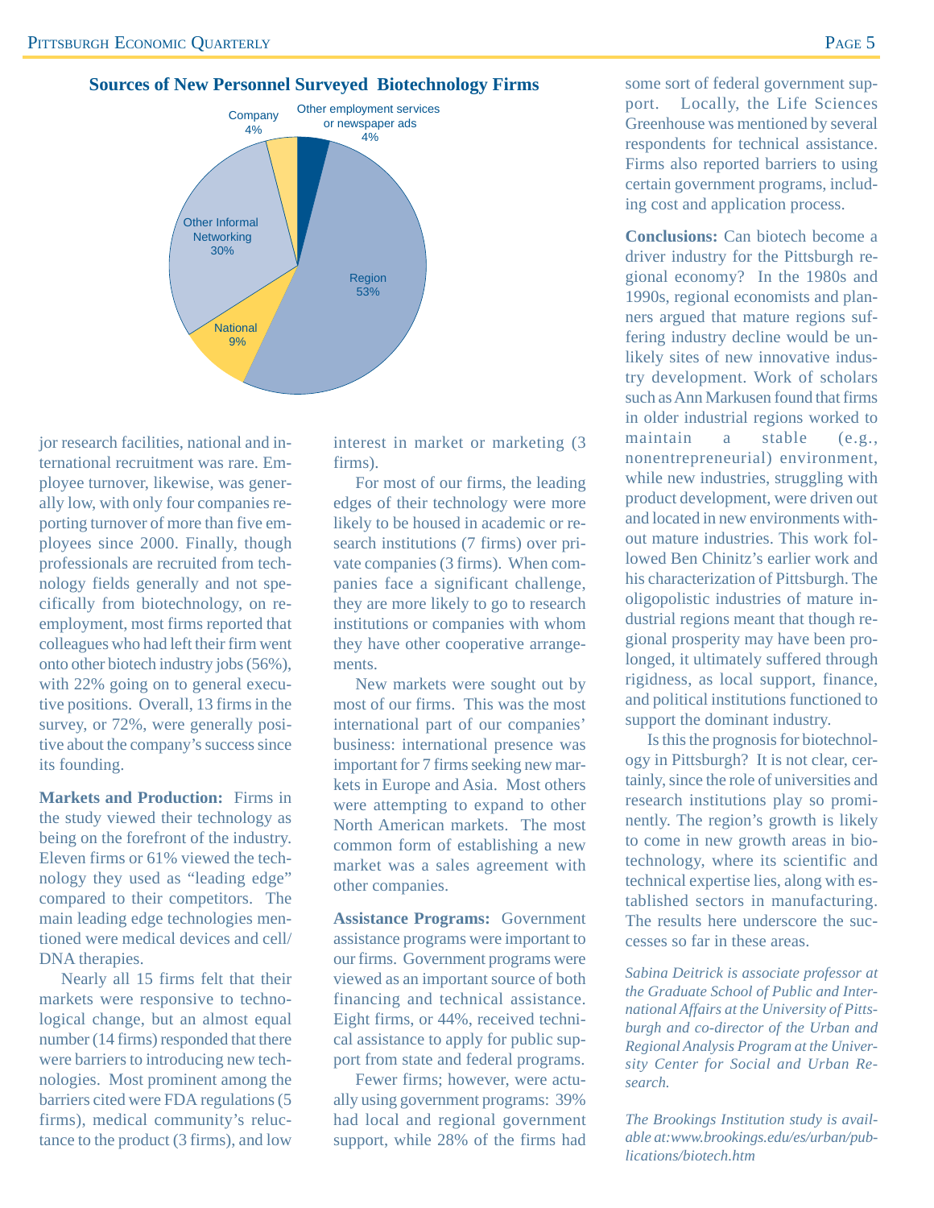**Sources of New Personnel Surveyed Biotechnology Firms**

| Source | Share |
|---|---|
| Region | 53% |
| Other Informal Networking | 30% |
| National | 9% |
| Company | 4% |
| Other employment services or newspaper ads | 4% |

jor research facilities, national and international recruitment was rare. Employee turnover, likewise, was generally low, with only four companies reporting turnover of more than five employees since 2000. Finally, though professionals are recruited from technology fields generally and not specifically from biotechnology, on reemployment, most firms reported that colleagues who had left their firm went onto other biotech industry jobs (56%), with 22% going on to general executive positions. Overall, 13 firms in the survey, or 72%, were generally positive about the company's success since its founding.

**Markets and Production:** Firms in the study viewed their technology as being on the forefront of the industry. Eleven firms or 61% viewed the technology they used as "leading edge" compared to their competitors. The main leading edge technologies mentioned were medical devices and cell/DNA therapies.

Nearly all 15 firms felt that their markets were responsive to technological change, but an almost equal number (14 firms) responded that there were barriers to introducing new technologies. Most prominent among the barriers cited were FDA regulations (5 firms), medical community's reluctance to the product (3 firms), and low interest in market or marketing (3 firms).

For most of our firms, the leading edges of their technology were more likely to be housed in academic or research institutions (7 firms) over private companies (3 firms). When companies face a significant challenge, they are more likely to go to research institutions or companies with whom they have other cooperative arrangements.

New markets were sought out by most of our firms. This was the most international part of our companies' business: international presence was important for 7 firms seeking new markets in Europe and Asia. Most others were attempting to expand to other North American markets. The most common form of establishing a new market was a sales agreement with other companies.

**Assistance Programs:** Government assistance programs were important to our firms. Government programs were viewed as an important source of both financing and technical assistance. Eight firms, or 44%, received technical assistance to apply for public support from state and federal programs.

Fewer firms; however, were actually using government programs: 39% had local and regional government support, while 28% of the firms had some sort of federal government support. Locally, the Life Sciences Greenhouse was mentioned by several respondents for technical assistance. Firms also reported barriers to using certain government programs, including cost and application process.

**Conclusions:** Can biotech become a driver industry for the Pittsburgh regional economy? In the 1980s and 1990s, regional economists and planners argued that mature regions suffering industry decline would be unlikely sites of new innovative industry development. Work of scholars such as Ann Markusen found that firms in older industrial regions worked to maintain a stable (e.g., nonentrepreneurial) environment, while new industries, struggling with product development, were driven out and located in new environments without mature industries. This work followed Ben Chinitz's earlier work and his characterization of Pittsburgh. The oligopolistic industries of mature industrial regions meant that though regional prosperity may have been prolonged, it ultimately suffered through rigidness, as local support, finance, and political institutions functioned to support the dominant industry.

Is this the prognosis for biotechnology in Pittsburgh? It is not clear, certainly, since the role of universities and research institutions play so prominently. The region's growth is likely to come in new growth areas in biotechnology, where its scientific and technical expertise lies, along with established sectors in manufacturing. The results here underscore the successes so far in these areas.

*Sabina Deitrick is associate professor at the Graduate School of Public and International Affairs at the University of Pittsburgh and co-director of the Urban and Regional Analysis Program at the University Center for Social and Urban Research.*

*The Brookings Institution study is available at:www.brookings.edu/es/urban/publications/biotech.htm*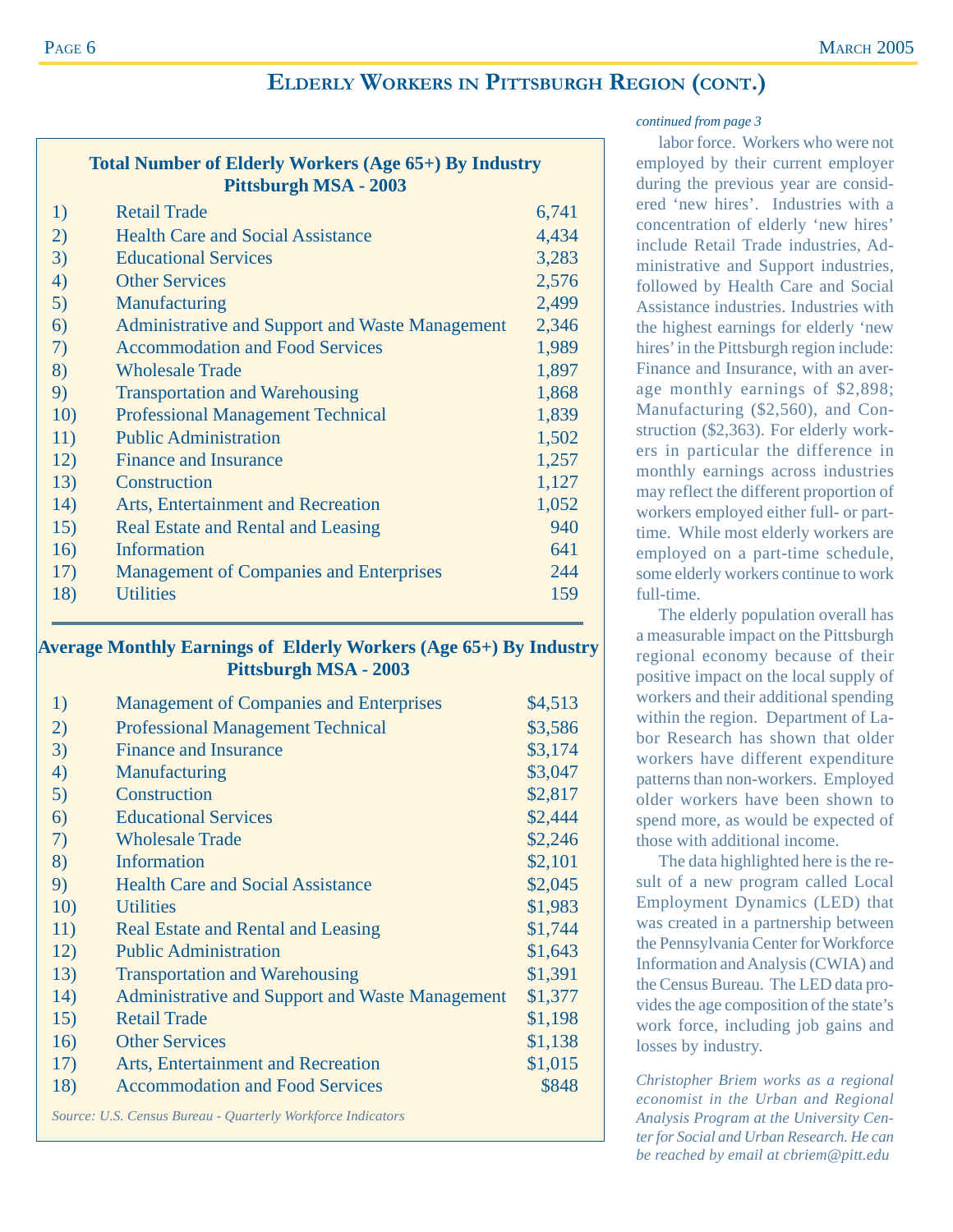# Elderly Workers in Pittsburgh Region (cont.)

**Total Number of Elderly Workers (Age 65+) By Industry**
**Pittsburgh MSA - 2003**

| # | Industry | Workers |
|---|---|---|
| 1) | Retail Trade | 6,741 |
| 2) | Health Care and Social Assistance | 4,434 |
| 3) | Educational Services | 3,283 |
| 4) | Other Services | 2,576 |
| 5) | Manufacturing | 2,499 |
| 6) | Administrative and Support and Waste Management | 2,346 |
| 7) | Accommodation and Food Services | 1,989 |
| 8) | Wholesale Trade | 1,897 |
| 9) | Transportation and Warehousing | 1,868 |
| 10) | Professional Management Technical | 1,839 |
| 11) | Public Administration | 1,502 |
| 12) | Finance and Insurance | 1,257 |
| 13) | Construction | 1,127 |
| 14) | Arts, Entertainment and Recreation | 1,052 |
| 15) | Real Estate and Rental and Leasing | 940 |
| 16) | Information | 641 |
| 17) | Management of Companies and Enterprises | 244 |
| 18) | Utilities | 159 |

**Average Monthly Earnings of Elderly Workers (Age 65+) By Industry**
**Pittsburgh MSA - 2003**

| # | Industry | Earnings |
|---|---|---|
| 1) | Management of Companies and Enterprises | $4,513 |
| 2) | Professional Management Technical | $3,586 |
| 3) | Finance and Insurance | $3,174 |
| 4) | Manufacturing | $3,047 |
| 5) | Construction | $2,817 |
| 6) | Educational Services | $2,444 |
| 7) | Wholesale Trade | $2,246 |
| 8) | Information | $2,101 |
| 9) | Health Care and Social Assistance | $2,045 |
| 10) | Utilities | $1,983 |
| 11) | Real Estate and Rental and Leasing | $1,744 |
| 12) | Public Administration | $1,643 |
| 13) | Transportation and Warehousing | $1,391 |
| 14) | Administrative and Support and Waste Management | $1,377 |
| 15) | Retail Trade | $1,198 |
| 16) | Other Services | $1,138 |
| 17) | Arts, Entertainment and Recreation | $1,015 |
| 18) | Accommodation and Food Services | $848 |

*Source: U.S. Census Bureau - Quarterly Workforce Indicators*

*continued from page 3*

labor force. Workers who were not employed by their current employer during the previous year are considered 'new hires'. Industries with a concentration of elderly 'new hires' include Retail Trade industries, Administrative and Support industries, followed by Health Care and Social Assistance industries. Industries with the highest earnings for elderly 'new hires' in the Pittsburgh region include: Finance and Insurance, with an average monthly earnings of $2,898; Manufacturing ($2,560), and Construction ($2,363). For elderly workers in particular the difference in monthly earnings across industries may reflect the different proportion of workers employed either full- or part-time. While most elderly workers are employed on a part-time schedule, some elderly workers continue to work full-time.

The elderly population overall has a measurable impact on the Pittsburgh regional economy because of their positive impact on the local supply of workers and their additional spending within the region. Department of Labor Research has shown that older workers have different expenditure patterns than non-workers. Employed older workers have been shown to spend more, as would be expected of those with additional income.

The data highlighted here is the result of a new program called Local Employment Dynamics (LED) that was created in a partnership between the Pennsylvania Center for Workforce Information and Analysis (CWIA) and the Census Bureau. The LED data provides the age composition of the state's work force, including job gains and losses by industry.

*Christopher Briem works as a regional economist in the Urban and Regional Analysis Program at the University Center for Social and Urban Research. He can be reached by email at cbriem@pitt.edu*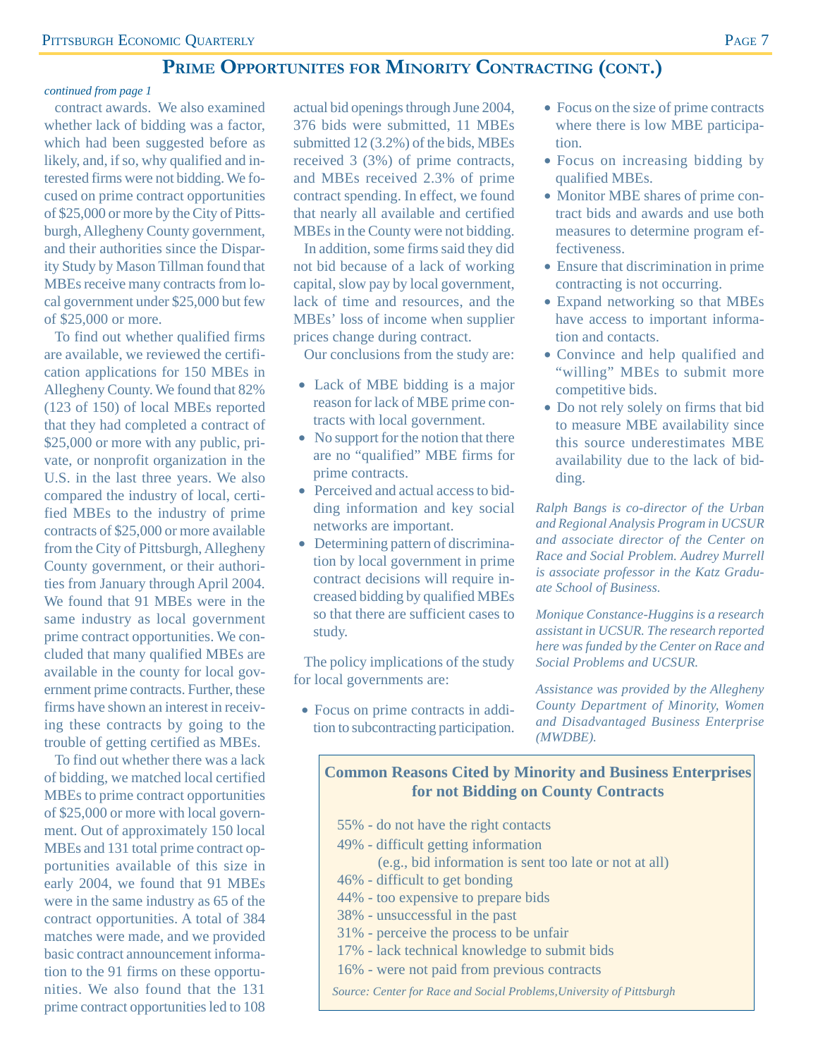## Prime Opportunites for Minority Contracting (cont.)

*continued from page 1*

contract awards. We also examined whether lack of bidding was a factor, which had been suggested before as likely, and, if so, why qualified and interested firms were not bidding. We focused on prime contract opportunities of $25,000 or more by the City of Pittsburgh, Allegheny County government, and their authorities since the Disparity Study by Mason Tillman found that MBEs receive many contracts from local government under $25,000 but few of $25,000 or more.

To find out whether qualified firms are available, we reviewed the certification applications for 150 MBEs in Allegheny County. We found that 82% (123 of 150) of local MBEs reported that they had completed a contract of $25,000 or more with any public, private, or nonprofit organization in the U.S. in the last three years. We also compared the industry of local, certified MBEs to the industry of prime contracts of $25,000 or more available from the City of Pittsburgh, Allegheny County government, or their authorities from January through April 2004. We found that 91 MBEs were in the same industry as local government prime contract opportunities. We concluded that many qualified MBEs are available in the county for local government prime contracts. Further, these firms have shown an interest in receiving these contracts by going to the trouble of getting certified as MBEs.

To find out whether there was a lack of bidding, we matched local certified MBEs to prime contract opportunities of $25,000 or more with local government. Out of approximately 150 local MBEs and 131 total prime contract opportunities available of this size in early 2004, we found that 91 MBEs were in the same industry as 65 of the contract opportunities. A total of 384 matches were made, and we provided basic contract announcement information to the 91 firms on these opportunities. We also found that the 131 prime contract opportunities led to 108 actual bid openings through June 2004, 376 bids were submitted, 11 MBEs submitted 12 (3.2%) of the bids, MBEs received 3 (3%) of prime contracts, and MBEs received 2.3% of prime contract spending. In effect, we found that nearly all available and certified MBEs in the County were not bidding.

In addition, some firms said they did not bid because of a lack of working capital, slow pay by local government, lack of time and resources, and the MBEs' loss of income when supplier prices change during contract.

Our conclusions from the study are:

- Lack of MBE bidding is a major reason for lack of MBE prime contracts with local government.
- No support for the notion that there are no "qualified" MBE firms for prime contracts.
- Perceived and actual access to bidding information and key social networks are important.
- Determining pattern of discrimination by local government in prime contract decisions will require increased bidding by qualified MBEs so that there are sufficient cases to study.

The policy implications of the study for local governments are:

- Focus on prime contracts in addition to subcontracting participation.
- Focus on the size of prime contracts where there is low MBE participation.
- Focus on increasing bidding by qualified MBEs.
- Monitor MBE shares of prime contract bids and awards and use both measures to determine program effectiveness.
- Ensure that discrimination in prime contracting is not occurring.
- Expand networking so that MBEs have access to important information and contacts.
- Convince and help qualified and "willing" MBEs to submit more competitive bids.
- Do not rely solely on firms that bid to measure MBE availability since this source underestimates MBE availability due to the lack of bidding.

*Ralph Bangs is co-director of the Urban and Regional Analysis Program in UCSUR and associate director of the Center on Race and Social Problem. Audrey Murrell is associate professor in the Katz Graduate School of Business.*

*Monique Constance-Huggins is a research assistant in UCSUR. The research reported here was funded by the Center on Race and Social Problems and UCSUR.*

*Assistance was provided by the Allegheny County Department of Minority, Women and Disadvantaged Business Enterprise (MWDBE).*

**Common Reasons Cited by Minority and Business Enterprises for not Bidding on County Contracts**

55% - do not have the right contacts
49% - difficult getting information (e.g., bid information is sent too late or not at all)
46% - difficult to get bonding
44% - too expensive to prepare bids
38% - unsuccessful in the past
31% - perceive the process to be unfair
17% - lack technical knowledge to submit bids
16% - were not paid from previous contracts

*Source: Center for Race and Social Problems,University of Pittsburgh*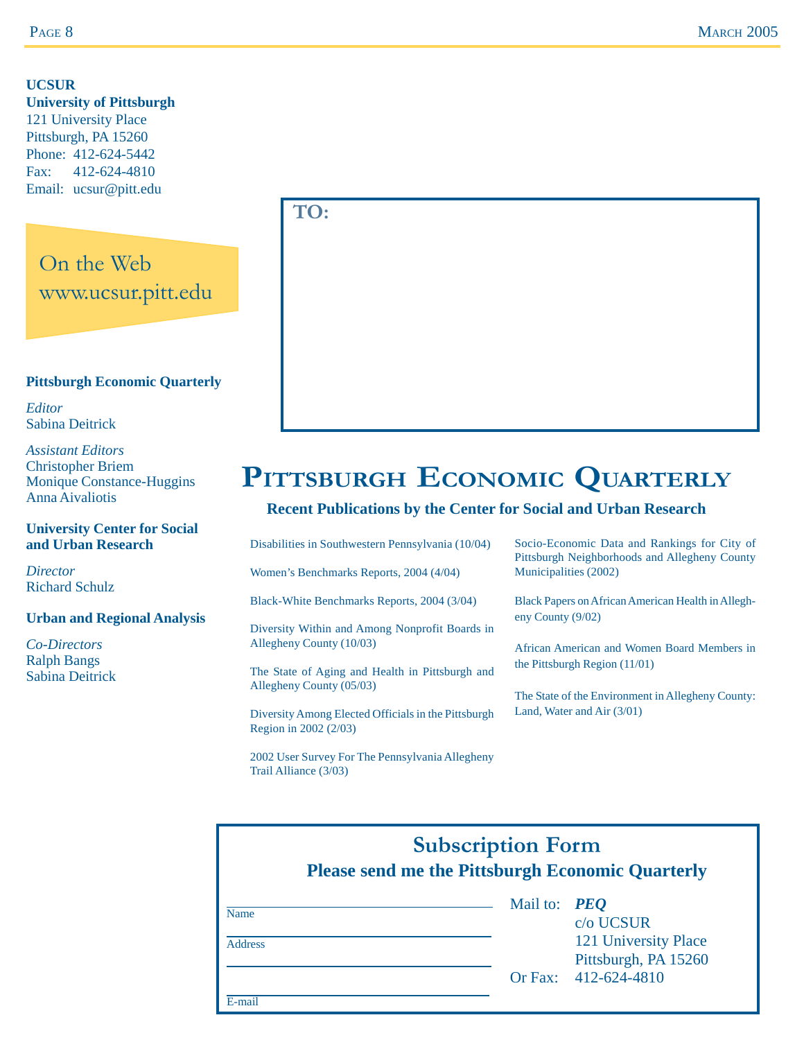**UCSUR**
**University of Pittsburgh**
121 University Place
Pittsburgh, PA 15260
Phone: 412-624-5442
Fax: 412-624-4810
Email: ucsur@pitt.edu

On the Web
www.ucsur.pitt.edu

**Pittsburgh Economic Quarterly**

*Editor*
Sabina Deitrick

*Assistant Editors*
Christopher Briem
Monique Constance-Huggins
Anna Aivaliotis

**University Center for Social and Urban Research**

*Director*
Richard Schulz

**Urban and Regional Analysis**

*Co-Directors*
Ralph Bangs
Sabina Deitrick

**TO:**

# Pittsburgh Economic Quarterly

### Recent Publications by the Center for Social and Urban Research

Disabilities in Southwestern Pennsylvania (10/04)

Women's Benchmarks Reports, 2004 (4/04)

Black-White Benchmarks Reports, 2004 (3/04)

Diversity Within and Among Nonprofit Boards in Allegheny County (10/03)

The State of Aging and Health in Pittsburgh and Allegheny County (05/03)

Diversity Among Elected Officials in the Pittsburgh Region in 2002 (2/03)

2002 User Survey For The Pennsylvania Allegheny Trail Alliance (3/03)

Socio-Economic Data and Rankings for City of Pittsburgh Neighborhoods and Allegheny County Municipalities (2002)

Black Papers on African American Health in Allegheny County (9/02)

African American and Women Board Members in the Pittsburgh Region (11/01)

The State of the Environment in Allegheny County: Land, Water and Air (3/01)

## Subscription Form

### Please send me the Pittsburgh Economic Quarterly

Name

Address

E-mail

Mail to: ***PEQ***
c/o UCSUR
121 University Place
Pittsburgh, PA 15260
Or Fax: 412-624-4810